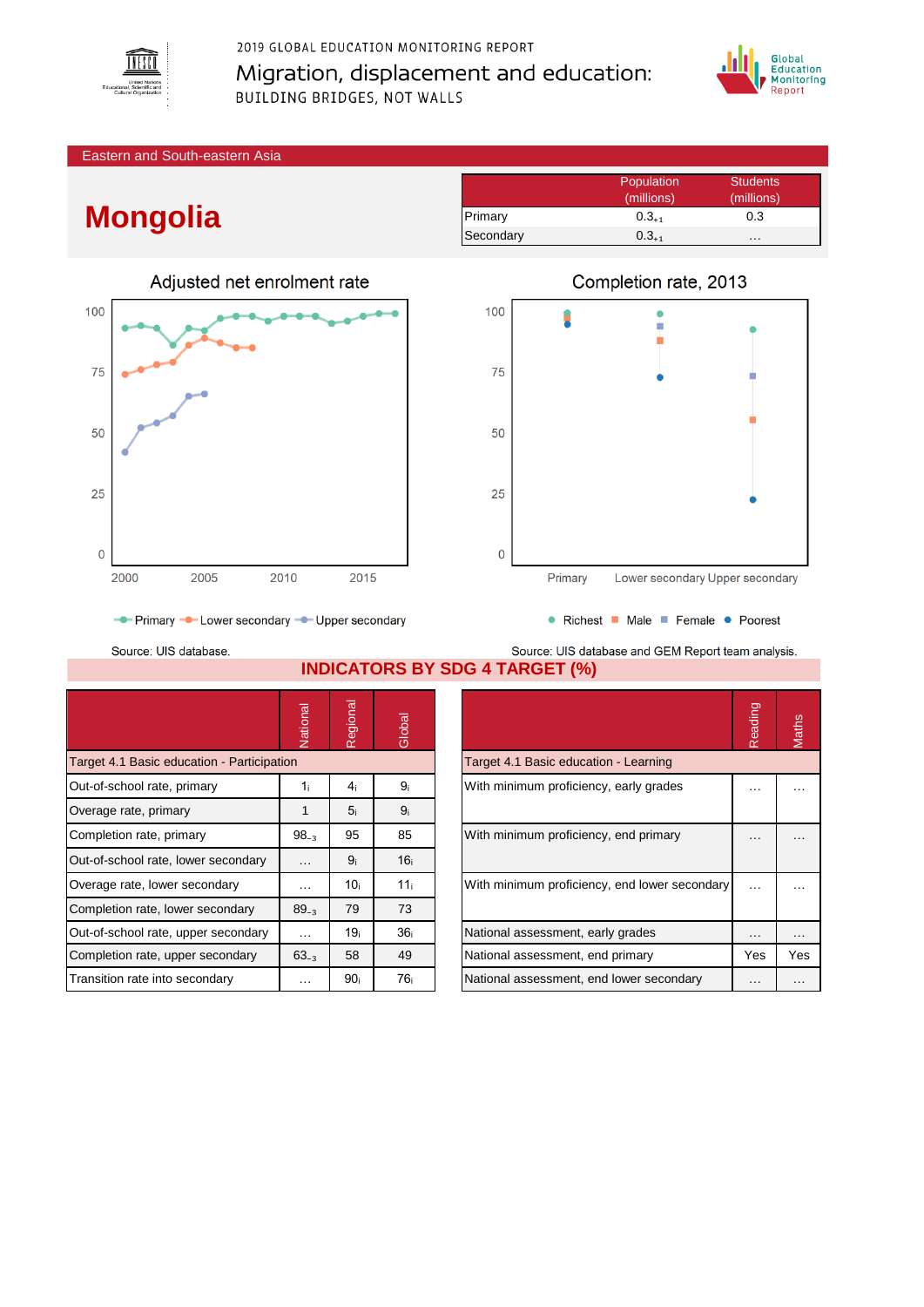2019 GLOBAL EDUCATION MONITORING REPORT

Migration, displacement and education:

BUILDING BRIDGES, NOT WALLS

Eastern and South-eastern Asia

# Mongolia

| | Population (millions) | Students (millions) |
|---|---|---|
| Primary | $0.3_{+1}$ | 0.3 |
| Secondary | $0.3_{+1}$ | … |

## Adjusted net enrolment rate

Primary, Lower secondary, Upper secondary

Source: UIS database.

## Completion rate, 2013

Richest, Male, Female, Poorest

Source: UIS database and GEM Report team analysis.

## INDICATORS BY SDG 4 TARGET (%)

| | National | Regional | Global |
|---|---|---|---|
| **Target 4.1 Basic education - Participation** | | | |
| Out-of-school rate, primary | $1_i$ | $4_i$ | $9_i$ |
| Overage rate, primary | 1 | $5_i$ | $9_i$ |
| Completion rate, primary | $98_{-3}$ | 95 | 85 |
| Out-of-school rate, lower secondary | … | $9_i$ | $16_i$ |
| Overage rate, lower secondary | … | $10_i$ | $11_i$ |
| Completion rate, lower secondary | $89_{-3}$ | 79 | 73 |
| Out-of-school rate, upper secondary | … | $19_i$ | $36_i$ |
| Completion rate, upper secondary | $63_{-3}$ | 58 | 49 |
| Transition rate into secondary | … | $90_i$ | $76_i$ |

| | Reading | Maths |
|---|---|---|
| **Target 4.1 Basic education - Learning** | | |
| With minimum proficiency, early grades | … | … |
| With minimum proficiency, end primary | … | … |
| With minimum proficiency, end lower secondary | … | … |
| National assessment, early grades | … | … |
| National assessment, end primary | Yes | Yes |
| National assessment, end lower secondary | … | … |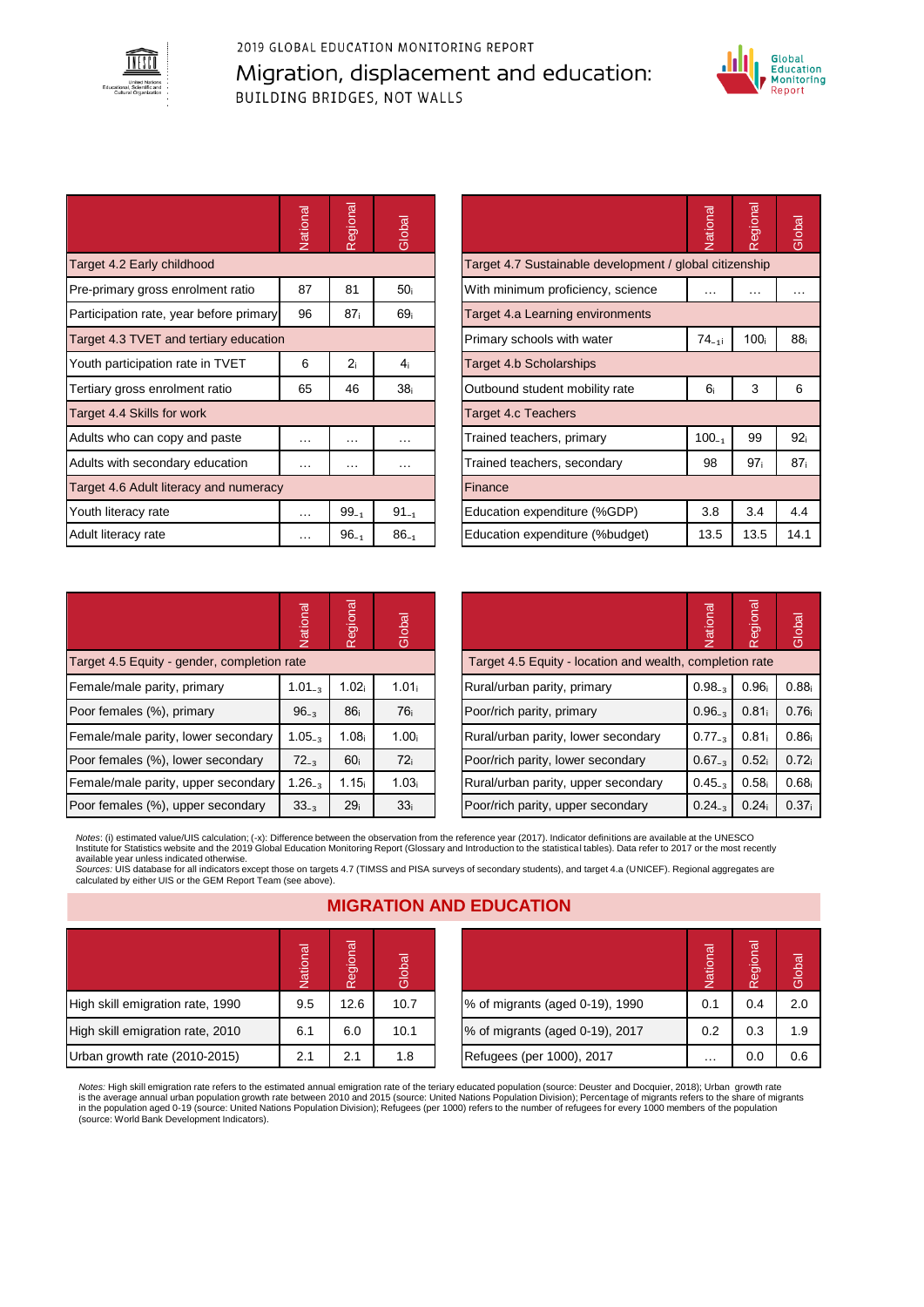2019 GLOBAL EDUCATION MONITORING REPORT

# Migration, displacement and education: BUILDING BRIDGES, NOT WALLS

| | National | Regional | Global |
|---|---|---|---|
| **Target 4.2 Early childhood** | | | |
| Pre-primary gross enrolment ratio | 87 | 81 | $50_i$ |
| Participation rate, year before primary | 96 | $87_i$ | $69_i$ |
| **Target 4.3 TVET and tertiary education** | | | |
| Youth participation rate in TVET | 6 | $2_i$ | $4_i$ |
| Tertiary gross enrolment ratio | 65 | 46 | $38_i$ |
| **Target 4.4 Skills for work** | | | |
| Adults who can copy and paste | … | … | … |
| Adults with secondary education | … | … | … |
| **Target 4.6 Adult literacy and numeracy** | | | |
| Youth literacy rate | … | $99_{-1}$ | $91_{-1}$ |
| Adult literacy rate | … | $96_{-1}$ | $86_{-1}$ |

| | National | Regional | Global |
|---|---|---|---|
| **Target 4.7 Sustainable development / global citizenship** | | | |
| With minimum proficiency, science | … | … | … |
| **Target 4.a Learning environments** | | | |
| Primary schools with water | $74_{-1i}$ | $100_i$ | $88_i$ |
| **Target 4.b Scholarships** | | | |
| Outbound student mobility rate | $6_i$ | 3 | 6 |
| **Target 4.c Teachers** | | | |
| Trained teachers, primary | $100_{-1}$ | 99 | $92_i$ |
| Trained teachers, secondary | 98 | $97_i$ | $87_i$ |
| **Finance** | | | |
| Education expenditure (%GDP) | 3.8 | 3.4 | 4.4 |
| Education expenditure (%budget) | 13.5 | 13.5 | 14.1 |

| | National | Regional | Global |
|---|---|---|---|
| **Target 4.5 Equity - gender, completion rate** | | | |
| Female/male parity, primary | $1.01_{-3}$ | $1.02_i$ | $1.01_i$ |
| Poor females (%), primary | $96_{-3}$ | $86_i$ | $76_i$ |
| Female/male parity, lower secondary | $1.05_{-3}$ | $1.08_i$ | $1.00_i$ |
| Poor females (%), lower secondary | $72_{-3}$ | $60_i$ | $72_i$ |
| Female/male parity, upper secondary | $1.26_{-3}$ | $1.15_i$ | $1.03_i$ |
| Poor females (%), upper secondary | $33_{-3}$ | $29_i$ | $33_i$ |

| | National | Regional | Global |
|---|---|---|---|
| **Target 4.5 Equity - location and wealth, completion rate** | | | |
| Rural/urban parity, primary | $0.98_{-3}$ | $0.96_i$ | $0.88_i$ |
| Poor/rich parity, primary | $0.96_{-3}$ | $0.81_i$ | $0.76_i$ |
| Rural/urban parity, lower secondary | $0.77_{-3}$ | $0.81_i$ | $0.86_i$ |
| Poor/rich parity, lower secondary | $0.67_{-3}$ | $0.52_i$ | $0.72_i$ |
| Rural/urban parity, upper secondary | $0.45_{-3}$ | $0.58_i$ | $0.68_i$ |
| Poor/rich parity, upper secondary | $0.24_{-3}$ | $0.24_i$ | $0.37_i$ |

*Notes*: (i) estimated value/UIS calculation; (-x): Difference between the observation from the reference year (2017). Indicator definitions are available at the UNESCO Institute for Statistics website and the 2019 Global Education Monitoring Report (Glossary and Introduction to the statistical tables). Data refer to 2017 or the most recently available year unless indicated otherwise.
*Sources*: UIS database for all indicators except those on targets 4.7 (TIMSS and PISA surveys of secondary students), and target 4.a (UNICEF). Regional aggregates are calculated by either UIS or the GEM Report Team (see above).

## MIGRATION AND EDUCATION

| | National | Regional | Global |
|---|---|---|---|
| High skill emigration rate, 1990 | 9.5 | 12.6 | 10.7 |
| High skill emigration rate, 2010 | 6.1 | 6.0 | 10.1 |
| Urban growth rate (2010-2015) | 2.1 | 2.1 | 1.8 |

| | National | Regional | Global |
|---|---|---|---|
| % of migrants (aged 0-19), 1990 | 0.1 | 0.4 | 2.0 |
| % of migrants (aged 0-19), 2017 | 0.2 | 0.3 | 1.9 |
| Refugees (per 1000), 2017 | … | 0.0 | 0.6 |

*Notes:* High skill emigration rate refers to the estimated annual emigration rate of the teriary educated population (source: Deuster and Docquier, 2018); Urban growth rate is the average annual urban population growth rate between 2010 and 2015 (source: United Nations Population Division); Percentage of migrants refers to the share of migrants in the population aged 0-19 (source: United Nations Population Division); Refugees (per 1000) refers to the number of refugees for every 1000 members of the population (source: World Bank Development Indicators).